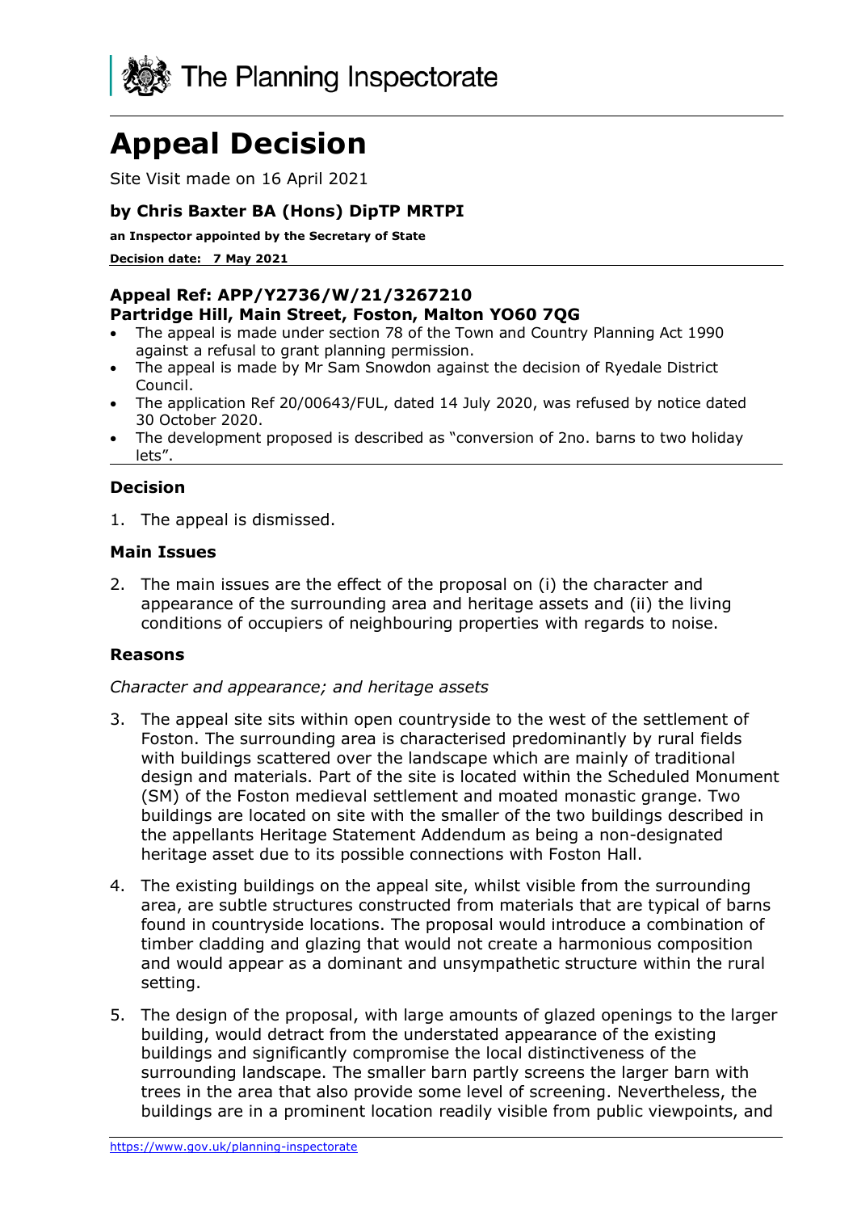The Planning Inspectorate

# Appeal Decision

Site Visit made on 16 April 2021

### by Chris Baxter BA (Hons) DipTP MRTPI

**an Inspector appointed by the Secretary of State**

**Decision date: 7 May 2021**

**Appeal Ref: APP/Y2736/W/21/3267210**
**Partridge Hill, Main Street, Foston, Malton YO60 7QG**

- The appeal is made under section 78 of the Town and Country Planning Act 1990 against a refusal to grant planning permission.
- The appeal is made by Mr Sam Snowdon against the decision of Ryedale District Council.
- The application Ref 20/00643/FUL, dated 14 July 2020, was refused by notice dated 30 October 2020.
- The development proposed is described as "conversion of 2no. barns to two holiday lets".

### Decision

1. The appeal is dismissed.

### Main Issues

2. The main issues are the effect of the proposal on (i) the character and appearance of the surrounding area and heritage assets and (ii) the living conditions of occupiers of neighbouring properties with regards to noise.

### Reasons

*Character and appearance; and heritage assets*

3. The appeal site sits within open countryside to the west of the settlement of Foston. The surrounding area is characterised predominantly by rural fields with buildings scattered over the landscape which are mainly of traditional design and materials. Part of the site is located within the Scheduled Monument (SM) of the Foston medieval settlement and moated monastic grange. Two buildings are located on site with the smaller of the two buildings described in the appellants Heritage Statement Addendum as being a non-designated heritage asset due to its possible connections with Foston Hall.

4. The existing buildings on the appeal site, whilst visible from the surrounding area, are subtle structures constructed from materials that are typical of barns found in countryside locations. The proposal would introduce a combination of timber cladding and glazing that would not create a harmonious composition and would appear as a dominant and unsympathetic structure within the rural setting.

5. The design of the proposal, with large amounts of glazed openings to the larger building, would detract from the understated appearance of the existing buildings and significantly compromise the local distinctiveness of the surrounding landscape. The smaller barn partly screens the larger barn with trees in the area that also provide some level of screening. Nevertheless, the buildings are in a prominent location readily visible from public viewpoints, and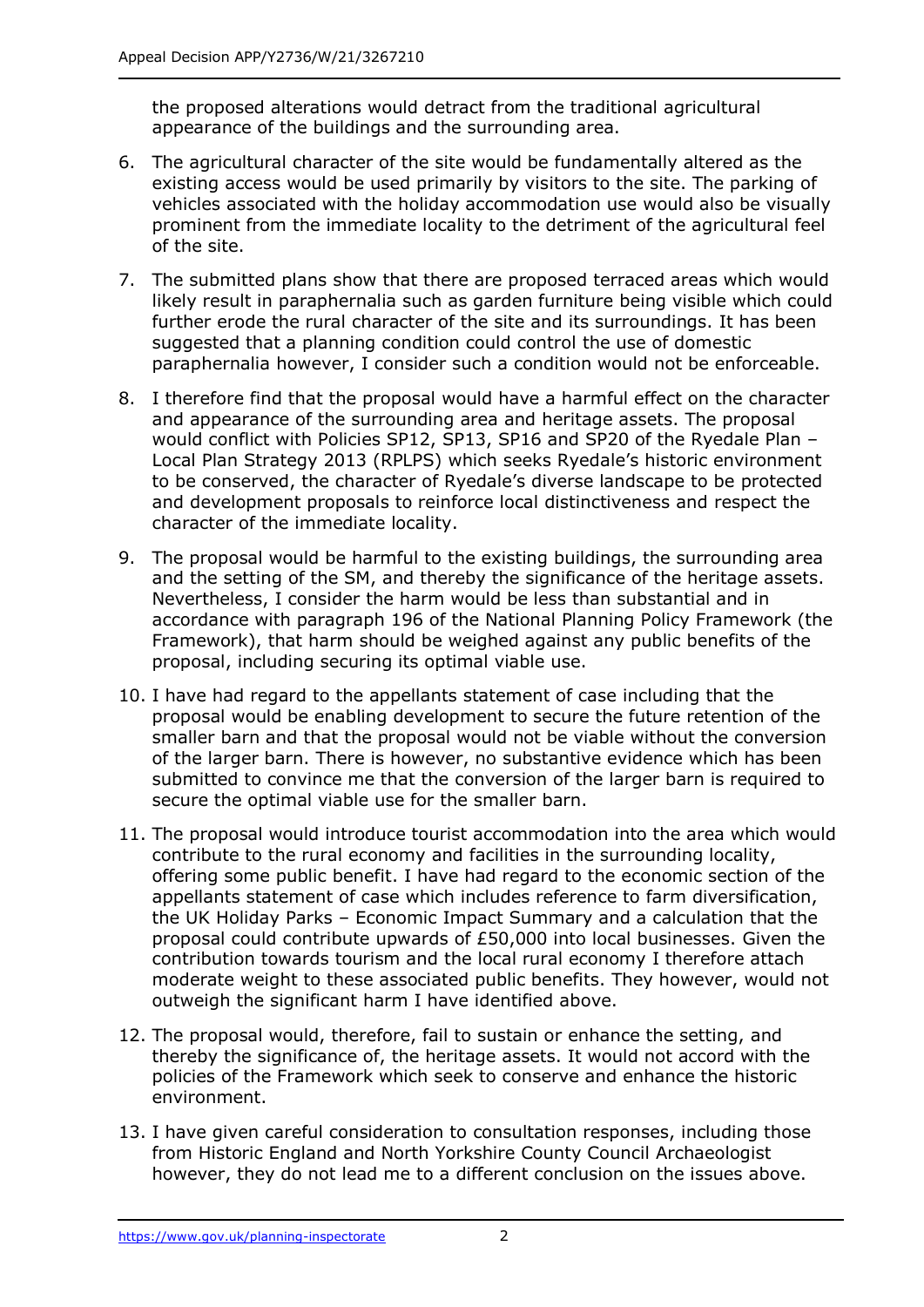the proposed alterations would detract from the traditional agricultural appearance of the buildings and the surrounding area.

6. The agricultural character of the site would be fundamentally altered as the existing access would be used primarily by visitors to the site. The parking of vehicles associated with the holiday accommodation use would also be visually prominent from the immediate locality to the detriment of the agricultural feel of the site.

7. The submitted plans show that there are proposed terraced areas which would likely result in paraphernalia such as garden furniture being visible which could further erode the rural character of the site and its surroundings. It has been suggested that a planning condition could control the use of domestic paraphernalia however, I consider such a condition would not be enforceable.

8. I therefore find that the proposal would have a harmful effect on the character and appearance of the surrounding area and heritage assets. The proposal would conflict with Policies SP12, SP13, SP16 and SP20 of the Ryedale Plan – Local Plan Strategy 2013 (RPLPS) which seeks Ryedale's historic environment to be conserved, the character of Ryedale's diverse landscape to be protected and development proposals to reinforce local distinctiveness and respect the character of the immediate locality.

9. The proposal would be harmful to the existing buildings, the surrounding area and the setting of the SM, and thereby the significance of the heritage assets. Nevertheless, I consider the harm would be less than substantial and in accordance with paragraph 196 of the National Planning Policy Framework (the Framework), that harm should be weighed against any public benefits of the proposal, including securing its optimal viable use.

10. I have had regard to the appellants statement of case including that the proposal would be enabling development to secure the future retention of the smaller barn and that the proposal would not be viable without the conversion of the larger barn. There is however, no substantive evidence which has been submitted to convince me that the conversion of the larger barn is required to secure the optimal viable use for the smaller barn.

11. The proposal would introduce tourist accommodation into the area which would contribute to the rural economy and facilities in the surrounding locality, offering some public benefit. I have had regard to the economic section of the appellants statement of case which includes reference to farm diversification, the UK Holiday Parks – Economic Impact Summary and a calculation that the proposal could contribute upwards of £50,000 into local businesses. Given the contribution towards tourism and the local rural economy I therefore attach moderate weight to these associated public benefits. They however, would not outweigh the significant harm I have identified above.

12. The proposal would, therefore, fail to sustain or enhance the setting, and thereby the significance of, the heritage assets. It would not accord with the policies of the Framework which seek to conserve and enhance the historic environment.

13. I have given careful consideration to consultation responses, including those from Historic England and North Yorkshire County Council Archaeologist however, they do not lead me to a different conclusion on the issues above.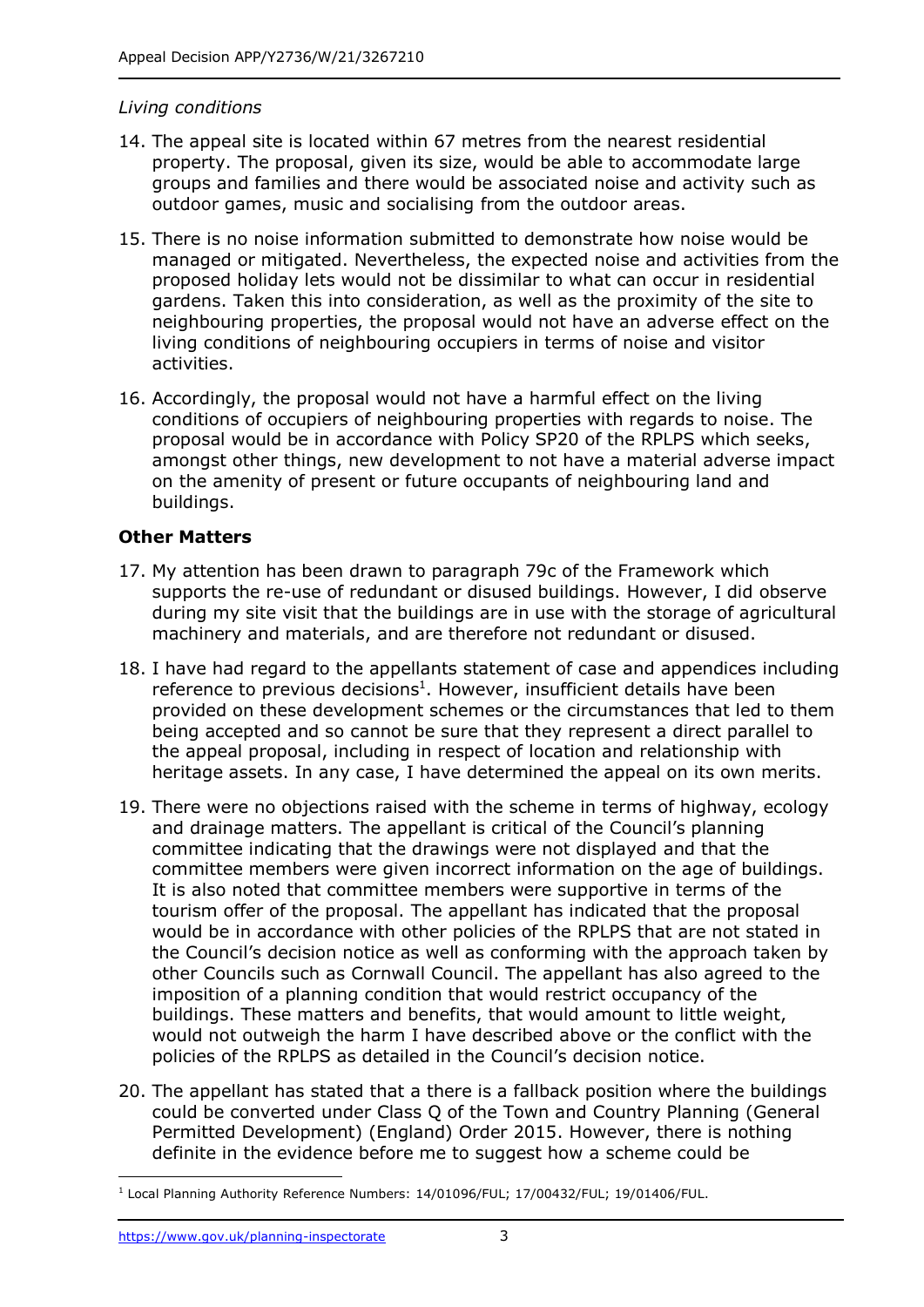*Living conditions*

14. The appeal site is located within 67 metres from the nearest residential property. The proposal, given its size, would be able to accommodate large groups and families and there would be associated noise and activity such as outdoor games, music and socialising from the outdoor areas.

15. There is no noise information submitted to demonstrate how noise would be managed or mitigated. Nevertheless, the expected noise and activities from the proposed holiday lets would not be dissimilar to what can occur in residential gardens. Taken this into consideration, as well as the proximity of the site to neighbouring properties, the proposal would not have an adverse effect on the living conditions of neighbouring occupiers in terms of noise and visitor activities.

16. Accordingly, the proposal would not have a harmful effect on the living conditions of occupiers of neighbouring properties with regards to noise. The proposal would be in accordance with Policy SP20 of the RPLPS which seeks, amongst other things, new development to not have a material adverse impact on the amenity of present or future occupants of neighbouring land and buildings.

## Other Matters

17. My attention has been drawn to paragraph 79c of the Framework which supports the re-use of redundant or disused buildings. However, I did observe during my site visit that the buildings are in use with the storage of agricultural machinery and materials, and are therefore not redundant or disused.

18. I have had regard to the appellants statement of case and appendices including reference to previous decisions[1]. However, insufficient details have been provided on these development schemes or the circumstances that led to them being accepted and so cannot be sure that they represent a direct parallel to the appeal proposal, including in respect of location and relationship with heritage assets. In any case, I have determined the appeal on its own merits.

19. There were no objections raised with the scheme in terms of highway, ecology and drainage matters. The appellant is critical of the Council's planning committee indicating that the drawings were not displayed and that the committee members were given incorrect information on the age of buildings. It is also noted that committee members were supportive in terms of the tourism offer of the proposal. The appellant has indicated that the proposal would be in accordance with other policies of the RPLPS that are not stated in the Council's decision notice as well as conforming with the approach taken by other Councils such as Cornwall Council. The appellant has also agreed to the imposition of a planning condition that would restrict occupancy of the buildings. These matters and benefits, that would amount to little weight, would not outweigh the harm I have described above or the conflict with the policies of the RPLPS as detailed in the Council's decision notice.

20. The appellant has stated that a there is a fallback position where the buildings could be converted under Class Q of the Town and Country Planning (General Permitted Development) (England) Order 2015. However, there is nothing definite in the evidence before me to suggest how a scheme could be

[1] Local Planning Authority Reference Numbers: 14/01096/FUL; 17/00432/FUL; 19/01406/FUL.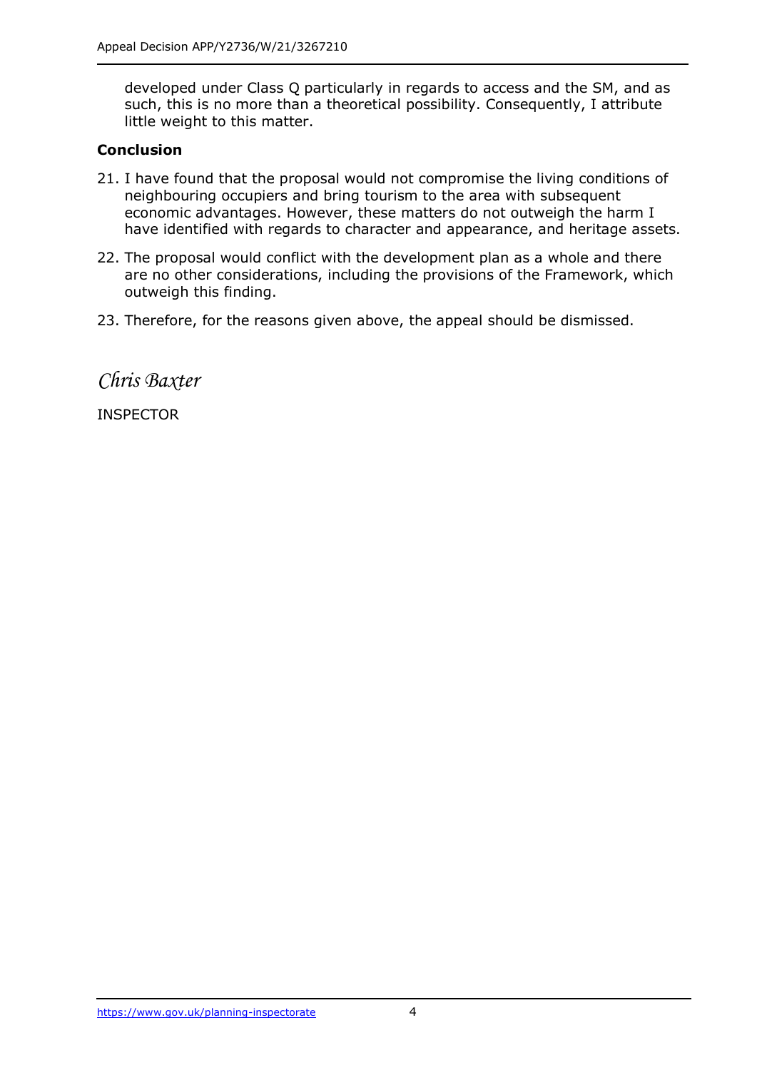developed under Class Q particularly in regards to access and the SM, and as such, this is no more than a theoretical possibility. Consequently, I attribute little weight to this matter.

**Conclusion**

21. I have found that the proposal would not compromise the living conditions of neighbouring occupiers and bring tourism to the area with subsequent economic advantages. However, these matters do not outweigh the harm I have identified with regards to character and appearance, and heritage assets.

22. The proposal would conflict with the development plan as a whole and there are no other considerations, including the provisions of the Framework, which outweigh this finding.

23. Therefore, for the reasons given above, the appeal should be dismissed.

*Chris Baxter*

INSPECTOR